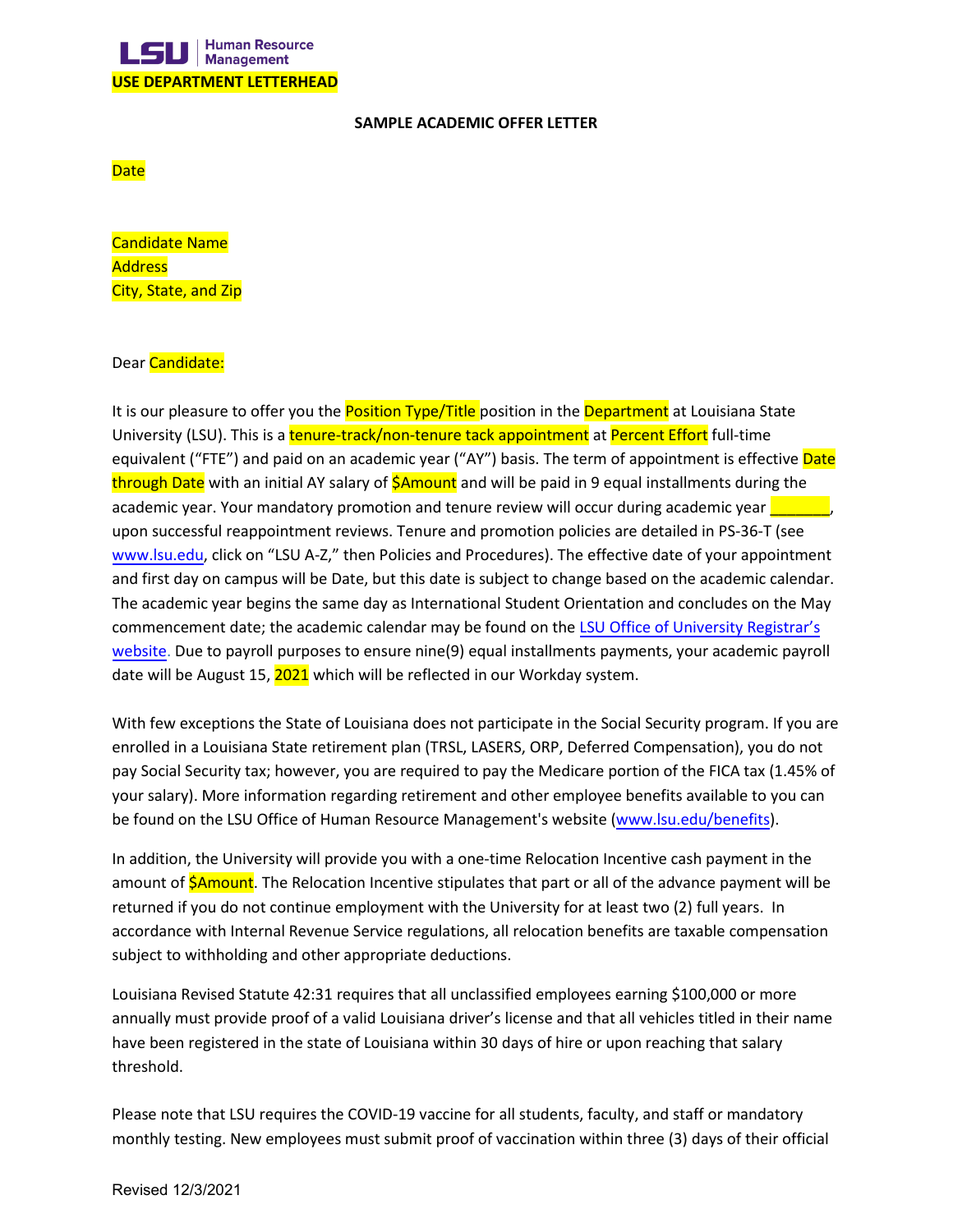LSU | Human Resource Management

USE DEPARTMENT LETTERHEAD

**SAMPLE ACADEMIC OFFER LETTER**

Date

Candidate Name
Address
City, State, and Zip

Dear Candidate:

It is our pleasure to offer you the Position Type/Title position in the Department at Louisiana State University (LSU). This is a tenure-track/non-tenure tack appointment at Percent Effort full-time equivalent ("FTE") and paid on an academic year ("AY") basis. The term of appointment is effective Date through Date with an initial AY salary of $Amount and will be paid in 9 equal installments during the academic year. Your mandatory promotion and tenure review will occur during academic year _______, upon successful reappointment reviews. Tenure and promotion policies are detailed in PS-36-T (see www.lsu.edu, click on "LSU A-Z," then Policies and Procedures). The effective date of your appointment and first day on campus will be Date, but this date is subject to change based on the academic calendar. The academic year begins the same day as International Student Orientation and concludes on the May commencement date; the academic calendar may be found on the LSU Office of University Registrar's website. Due to payroll purposes to ensure nine(9) equal installments payments, your academic payroll date will be August 15, 2021 which will be reflected in our Workday system.

With few exceptions the State of Louisiana does not participate in the Social Security program. If you are enrolled in a Louisiana State retirement plan (TRSL, LASERS, ORP, Deferred Compensation), you do not pay Social Security tax; however, you are required to pay the Medicare portion of the FICA tax (1.45% of your salary). More information regarding retirement and other employee benefits available to you can be found on the LSU Office of Human Resource Management's website (www.lsu.edu/benefits).

In addition, the University will provide you with a one-time Relocation Incentive cash payment in the amount of $Amount. The Relocation Incentive stipulates that part or all of the advance payment will be returned if you do not continue employment with the University for at least two (2) full years. In accordance with Internal Revenue Service regulations, all relocation benefits are taxable compensation subject to withholding and other appropriate deductions.

Louisiana Revised Statute 42:31 requires that all unclassified employees earning $100,000 or more annually must provide proof of a valid Louisiana driver's license and that all vehicles titled in their name have been registered in the state of Louisiana within 30 days of hire or upon reaching that salary threshold.

Please note that LSU requires the COVID-19 vaccine for all students, faculty, and staff or mandatory monthly testing. New employees must submit proof of vaccination within three (3) days of their official

Revised 12/3/2021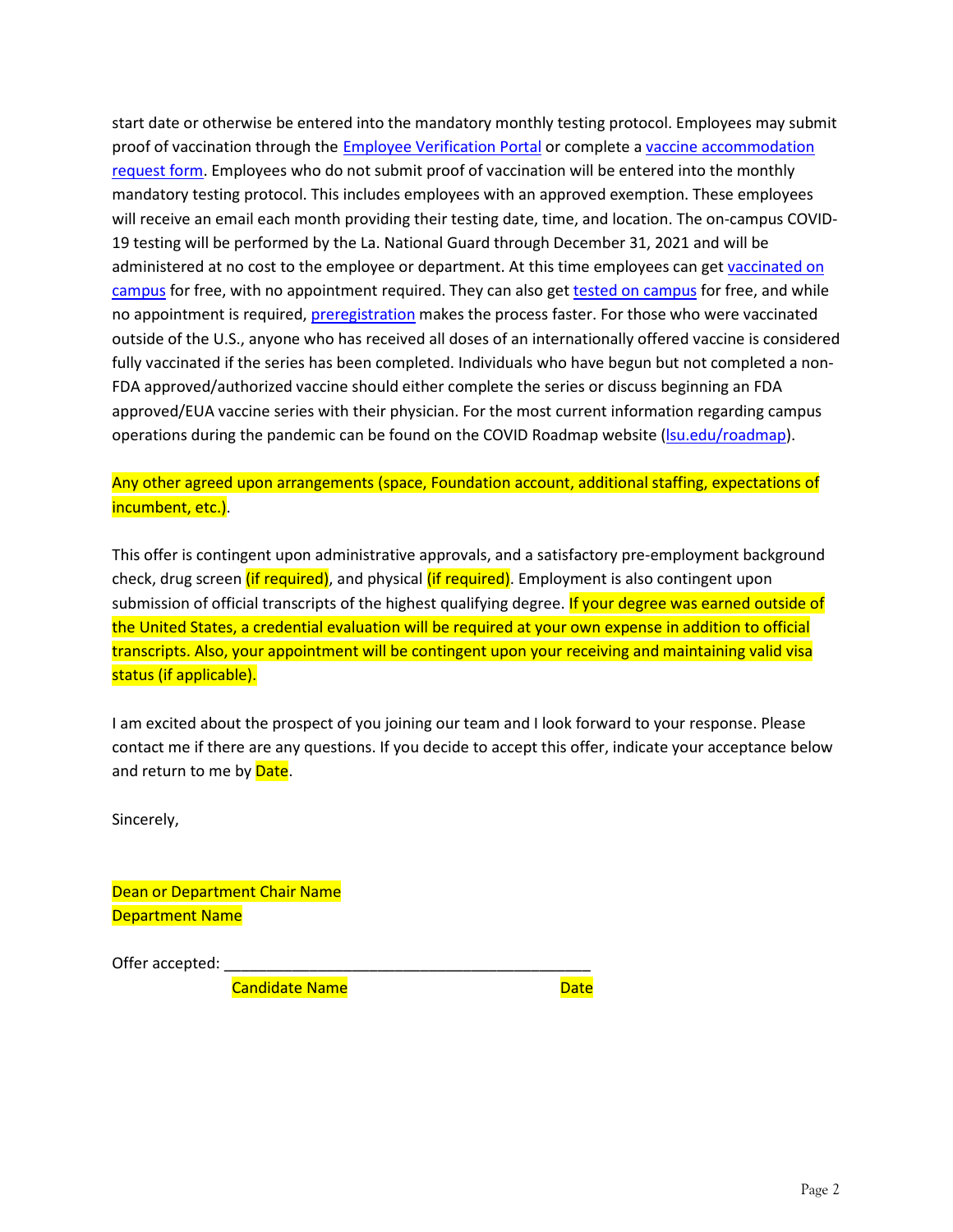start date or otherwise be entered into the mandatory monthly testing protocol. Employees may submit proof of vaccination through the Employee Verification Portal or complete a vaccine accommodation request form. Employees who do not submit proof of vaccination will be entered into the monthly mandatory testing protocol. This includes employees with an approved exemption. These employees will receive an email each month providing their testing date, time, and location. The on-campus COVID-19 testing will be performed by the La. National Guard through December 31, 2021 and will be administered at no cost to the employee or department. At this time employees can get vaccinated on campus for free, with no appointment required. They can also get tested on campus for free, and while no appointment is required, preregistration makes the process faster. For those who were vaccinated outside of the U.S., anyone who has received all doses of an internationally offered vaccine is considered fully vaccinated if the series has been completed. Individuals who have begun but not completed a non-FDA approved/authorized vaccine should either complete the series or discuss beginning an FDA approved/EUA vaccine series with their physician. For the most current information regarding campus operations during the pandemic can be found on the COVID Roadmap website (lsu.edu/roadmap).

Any other agreed upon arrangements (space, Foundation account, additional staffing, expectations of incumbent, etc.).

This offer is contingent upon administrative approvals, and a satisfactory pre-employment background check, drug screen (if required), and physical (if required). Employment is also contingent upon submission of official transcripts of the highest qualifying degree. If your degree was earned outside of the United States, a credential evaluation will be required at your own expense in addition to official transcripts. Also, your appointment will be contingent upon your receiving and maintaining valid visa status (if applicable).

I am excited about the prospect of you joining our team and I look forward to your response. Please contact me if there are any questions. If you decide to accept this offer, indicate your acceptance below and return to me by Date.

Sincerely,

Dean or Department Chair Name
Department Name

Offer accepted: ___________________________________________

Candidate Name Date